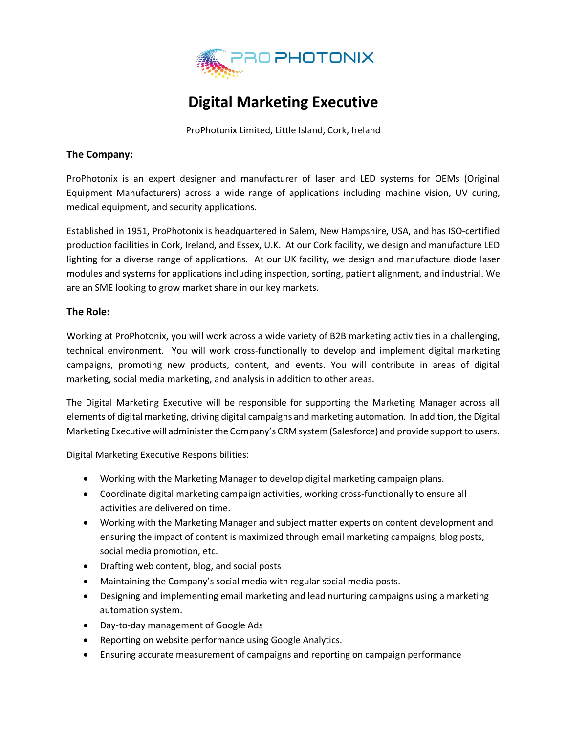# Digital Marketing Executive

ProPhotonix Limited, Little Island, Cork, Ireland

**The Company:**

ProPhotonix is an expert designer and manufacturer of laser and LED systems for OEMs (Original Equipment Manufacturers) across a wide range of applications including machine vision, UV curing, medical equipment, and security applications.

Established in 1951, ProPhotonix is headquartered in Salem, New Hampshire, USA, and has ISO-certified production facilities in Cork, Ireland, and Essex, U.K. At our Cork facility, we design and manufacture LED lighting for a diverse range of applications. At our UK facility, we design and manufacture diode laser modules and systems for applications including inspection, sorting, patient alignment, and industrial. We are an SME looking to grow market share in our key markets.

**The Role:**

Working at ProPhotonix, you will work across a wide variety of B2B marketing activities in a challenging, technical environment. You will work cross-functionally to develop and implement digital marketing campaigns, promoting new products, content, and events. You will contribute in areas of digital marketing, social media marketing, and analysis in addition to other areas.

The Digital Marketing Executive will be responsible for supporting the Marketing Manager across all elements of digital marketing, driving digital campaigns and marketing automation. In addition, the Digital Marketing Executive will administer the Company's CRM system (Salesforce) and provide support to users.

Digital Marketing Executive Responsibilities:

- Working with the Marketing Manager to develop digital marketing campaign plans.
- Coordinate digital marketing campaign activities, working cross-functionally to ensure all activities are delivered on time.
- Working with the Marketing Manager and subject matter experts on content development and ensuring the impact of content is maximized through email marketing campaigns, blog posts, social media promotion, etc.
- Drafting web content, blog, and social posts
- Maintaining the Company's social media with regular social media posts.
- Designing and implementing email marketing and lead nurturing campaigns using a marketing automation system.
- Day-to-day management of Google Ads
- Reporting on website performance using Google Analytics.
- Ensuring accurate measurement of campaigns and reporting on campaign performance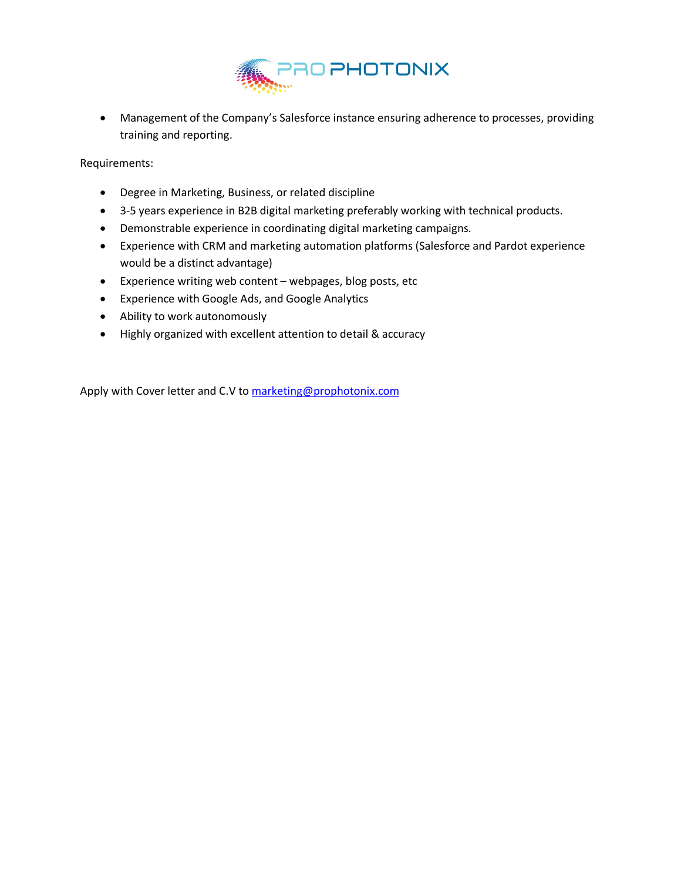- Management of the Company's Salesforce instance ensuring adherence to processes, providing training and reporting.

Requirements:

- Degree in Marketing, Business, or related discipline
- 3-5 years experience in B2B digital marketing preferably working with technical products.
- Demonstrable experience in coordinating digital marketing campaigns.
- Experience with CRM and marketing automation platforms (Salesforce and Pardot experience would be a distinct advantage)
- Experience writing web content – webpages, blog posts, etc
- Experience with Google Ads, and Google Analytics
- Ability to work autonomously
- Highly organized with excellent attention to detail & accuracy

Apply with Cover letter and C.V to marketing@prophotonix.com